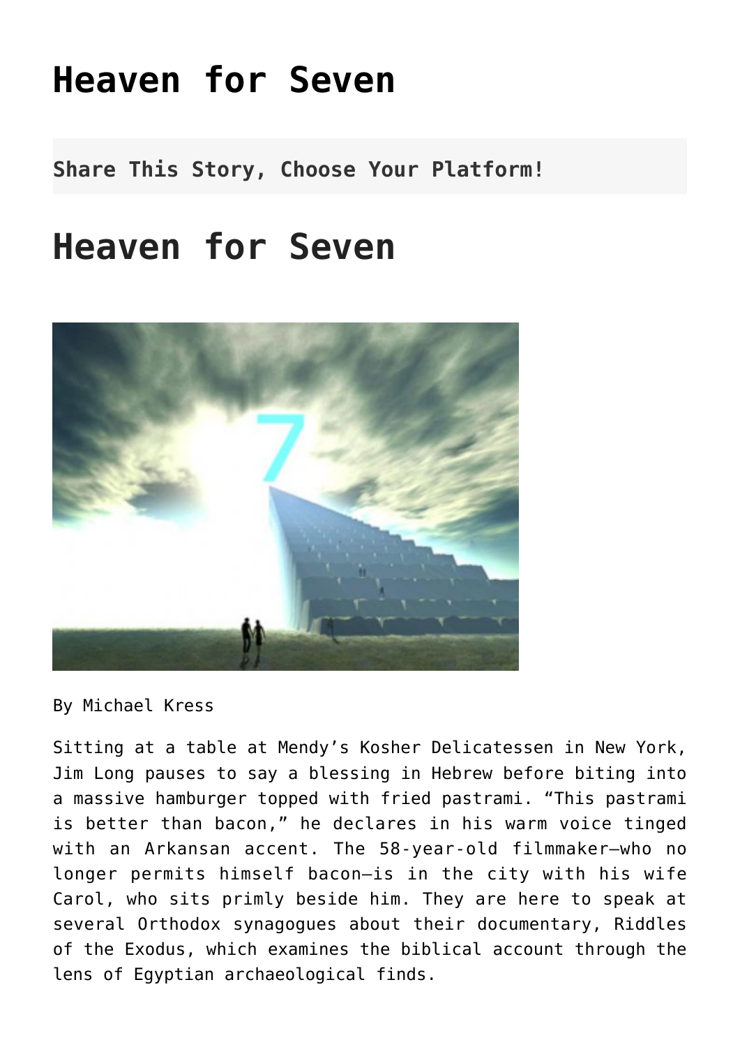# Heaven for Seven

**Share This Story, Choose Your Platform!**

# Heaven for Seven

By Michael Kress

Sitting at a table at Mendy's Kosher Delicatessen in New York, Jim Long pauses to say a blessing in Hebrew before biting into a massive hamburger topped with fried pastrami. "This pastrami is better than bacon," he declares in his warm voice tinged with an Arkansan accent. The 58-year-old filmmaker—who no longer permits himself bacon—is in the city with his wife Carol, who sits primly beside him. They are here to speak at several Orthodox synagogues about their documentary, Riddles of the Exodus, which examines the biblical account through the lens of Egyptian archaeological finds.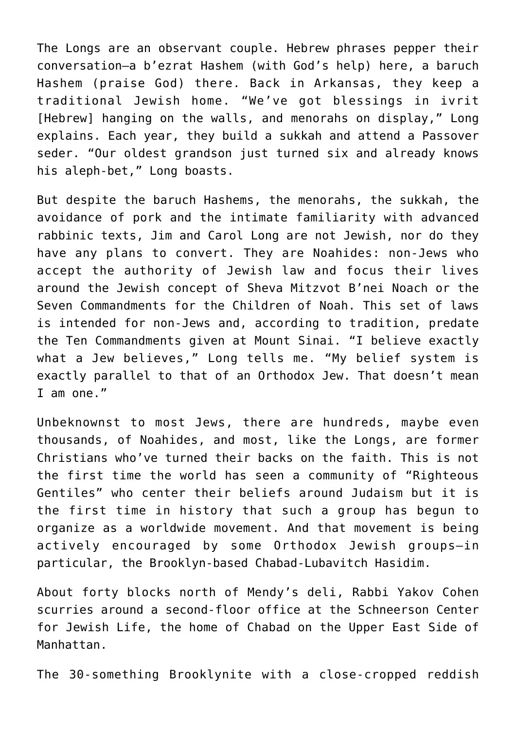The Longs are an observant couple. Hebrew phrases pepper their conversation—a b'ezrat Hashem (with God's help) here, a baruch Hashem (praise God) there. Back in Arkansas, they keep a traditional Jewish home. "We've got blessings in ivrit [Hebrew] hanging on the walls, and menorahs on display," Long explains. Each year, they build a sukkah and attend a Passover seder. "Our oldest grandson just turned six and already knows his aleph-bet," Long boasts.

But despite the baruch Hashems, the menorahs, the sukkah, the avoidance of pork and the intimate familiarity with advanced rabbinic texts, Jim and Carol Long are not Jewish, nor do they have any plans to convert. They are Noahides: non-Jews who accept the authority of Jewish law and focus their lives around the Jewish concept of Sheva Mitzvot B'nei Noach or the Seven Commandments for the Children of Noah. This set of laws is intended for non-Jews and, according to tradition, predate the Ten Commandments given at Mount Sinai. "I believe exactly what a Jew believes," Long tells me. "My belief system is exactly parallel to that of an Orthodox Jew. That doesn't mean I am one."

Unbeknownst to most Jews, there are hundreds, maybe even thousands, of Noahides, and most, like the Longs, are former Christians who've turned their backs on the faith. This is not the first time the world has seen a community of "Righteous Gentiles" who center their beliefs around Judaism but it is the first time in history that such a group has begun to organize as a worldwide movement. And that movement is being actively encouraged by some Orthodox Jewish groups—in particular, the Brooklyn-based Chabad-Lubavitch Hasidim.

About forty blocks north of Mendy's deli, Rabbi Yakov Cohen scurries around a second-floor office at the Schneerson Center for Jewish Life, the home of Chabad on the Upper East Side of Manhattan.

The 30-something Brooklynite with a close-cropped reddish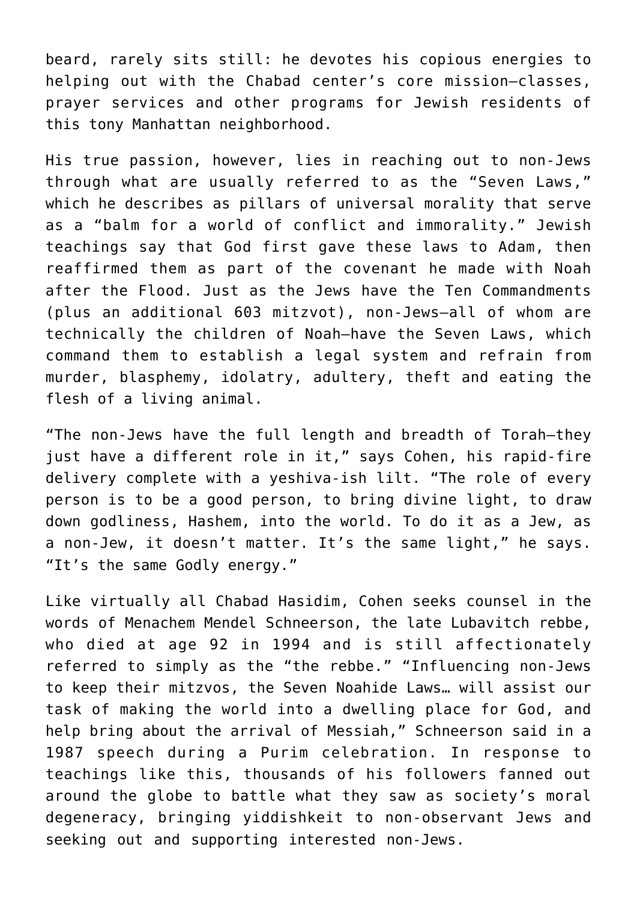beard, rarely sits still: he devotes his copious energies to helping out with the Chabad center's core mission—classes, prayer services and other programs for Jewish residents of this tony Manhattan neighborhood.

His true passion, however, lies in reaching out to non-Jews through what are usually referred to as the "Seven Laws," which he describes as pillars of universal morality that serve as a "balm for a world of conflict and immorality." Jewish teachings say that God first gave these laws to Adam, then reaffirmed them as part of the covenant he made with Noah after the Flood. Just as the Jews have the Ten Commandments (plus an additional 603 mitzvot), non-Jews—all of whom are technically the children of Noah—have the Seven Laws, which command them to establish a legal system and refrain from murder, blasphemy, idolatry, adultery, theft and eating the flesh of a living animal.

"The non-Jews have the full length and breadth of Torah—they just have a different role in it," says Cohen, his rapid-fire delivery complete with a yeshiva-ish lilt. "The role of every person is to be a good person, to bring divine light, to draw down godliness, Hashem, into the world. To do it as a Jew, as a non-Jew, it doesn't matter. It's the same light," he says. "It's the same Godly energy."

Like virtually all Chabad Hasidim, Cohen seeks counsel in the words of Menachem Mendel Schneerson, the late Lubavitch rebbe, who died at age 92 in 1994 and is still affectionately referred to simply as the "the rebbe." "Influencing non-Jews to keep their mitzvos, the Seven Noahide Laws… will assist our task of making the world into a dwelling place for God, and help bring about the arrival of Messiah," Schneerson said in a 1987 speech during a Purim celebration. In response to teachings like this, thousands of his followers fanned out around the globe to battle what they saw as society's moral degeneracy, bringing yiddishkeit to non-observant Jews and seeking out and supporting interested non-Jews.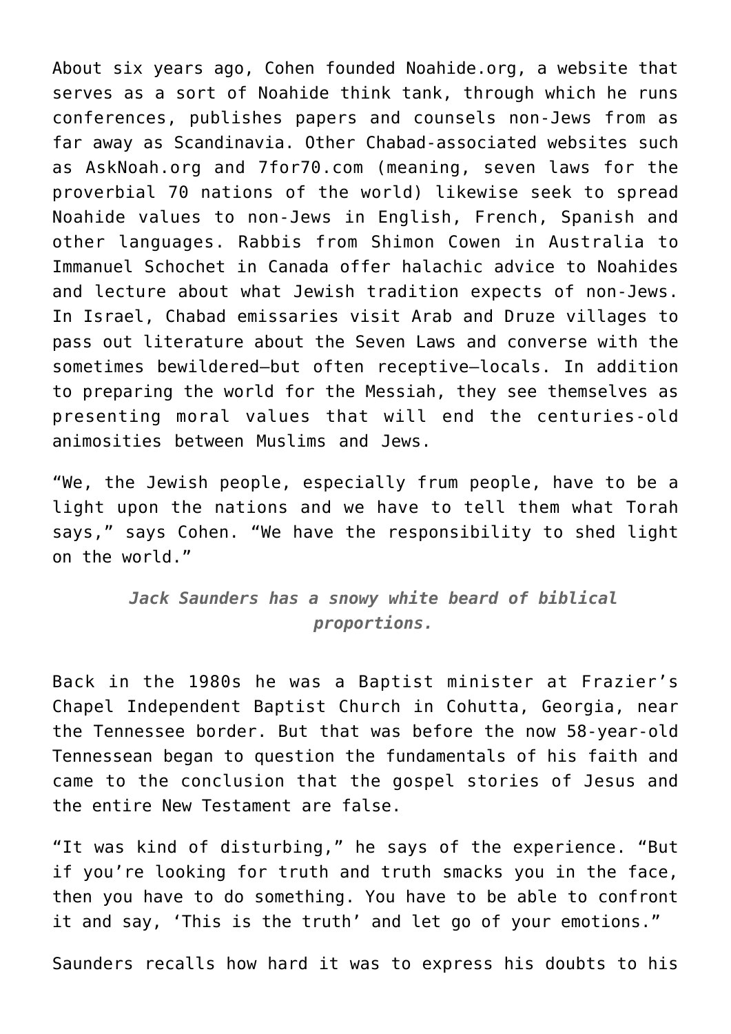About six years ago, Cohen founded Noahide.org, a website that serves as a sort of Noahide think tank, through which he runs conferences, publishes papers and counsels non-Jews from as far away as Scandinavia. Other Chabad-associated websites such as AskNoah.org and 7for70.com (meaning, seven laws for the proverbial 70 nations of the world) likewise seek to spread Noahide values to non-Jews in English, French, Spanish and other languages. Rabbis from Shimon Cowen in Australia to Immanuel Schochet in Canada offer halachic advice to Noahides and lecture about what Jewish tradition expects of non-Jews. In Israel, Chabad emissaries visit Arab and Druze villages to pass out literature about the Seven Laws and converse with the sometimes bewildered—but often receptive—locals. In addition to preparing the world for the Messiah, they see themselves as presenting moral values that will end the centuries-old animosities between Muslims and Jews.

"We, the Jewish people, especially frum people, have to be a light upon the nations and we have to tell them what Torah says," says Cohen. "We have the responsibility to shed light on the world."

***Jack Saunders has a snowy white beard of biblical proportions.***

Back in the 1980s he was a Baptist minister at Frazier's Chapel Independent Baptist Church in Cohutta, Georgia, near the Tennessee border. But that was before the now 58-year-old Tennessean began to question the fundamentals of his faith and came to the conclusion that the gospel stories of Jesus and the entire New Testament are false.

"It was kind of disturbing," he says of the experience. "But if you're looking for truth and truth smacks you in the face, then you have to do something. You have to be able to confront it and say, 'This is the truth' and let go of your emotions."

Saunders recalls how hard it was to express his doubts to his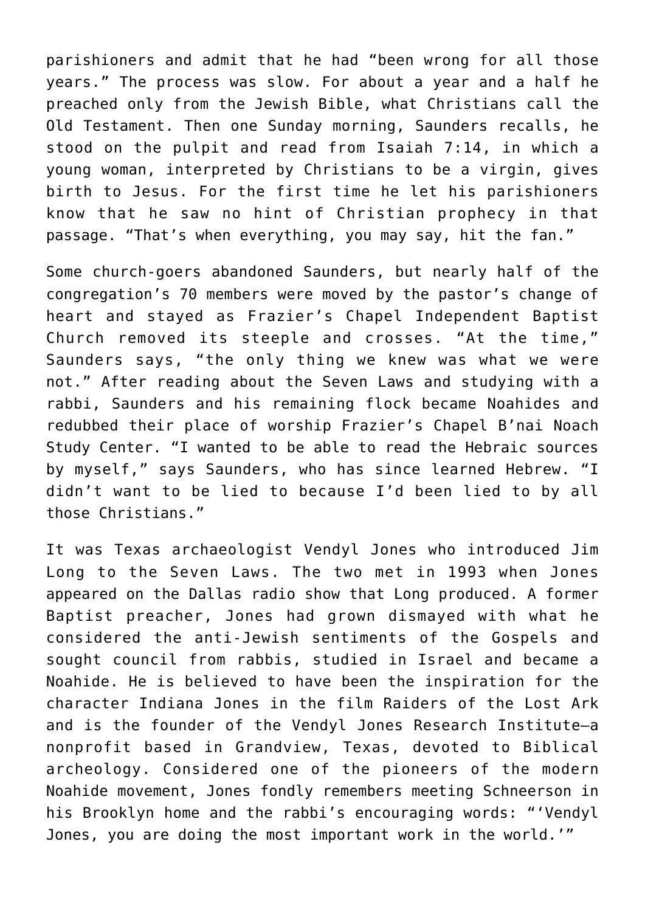parishioners and admit that he had "been wrong for all those years." The process was slow. For about a year and a half he preached only from the Jewish Bible, what Christians call the Old Testament. Then one Sunday morning, Saunders recalls, he stood on the pulpit and read from Isaiah 7:14, in which a young woman, interpreted by Christians to be a virgin, gives birth to Jesus. For the first time he let his parishioners know that he saw no hint of Christian prophecy in that passage. "That's when everything, you may say, hit the fan."

Some church-goers abandoned Saunders, but nearly half of the congregation's 70 members were moved by the pastor's change of heart and stayed as Frazier's Chapel Independent Baptist Church removed its steeple and crosses. "At the time," Saunders says, "the only thing we knew was what we were not." After reading about the Seven Laws and studying with a rabbi, Saunders and his remaining flock became Noahides and redubbed their place of worship Frazier's Chapel B'nai Noach Study Center. "I wanted to be able to read the Hebraic sources by myself," says Saunders, who has since learned Hebrew. "I didn't want to be lied to because I'd been lied to by all those Christians."

It was Texas archaeologist Vendyl Jones who introduced Jim Long to the Seven Laws. The two met in 1993 when Jones appeared on the Dallas radio show that Long produced. A former Baptist preacher, Jones had grown dismayed with what he considered the anti-Jewish sentiments of the Gospels and sought council from rabbis, studied in Israel and became a Noahide. He is believed to have been the inspiration for the character Indiana Jones in the film Raiders of the Lost Ark and is the founder of the Vendyl Jones Research Institute—a nonprofit based in Grandview, Texas, devoted to Biblical archeology. Considered one of the pioneers of the modern Noahide movement, Jones fondly remembers meeting Schneerson in his Brooklyn home and the rabbi's encouraging words: "'Vendyl Jones, you are doing the most important work in the world.'"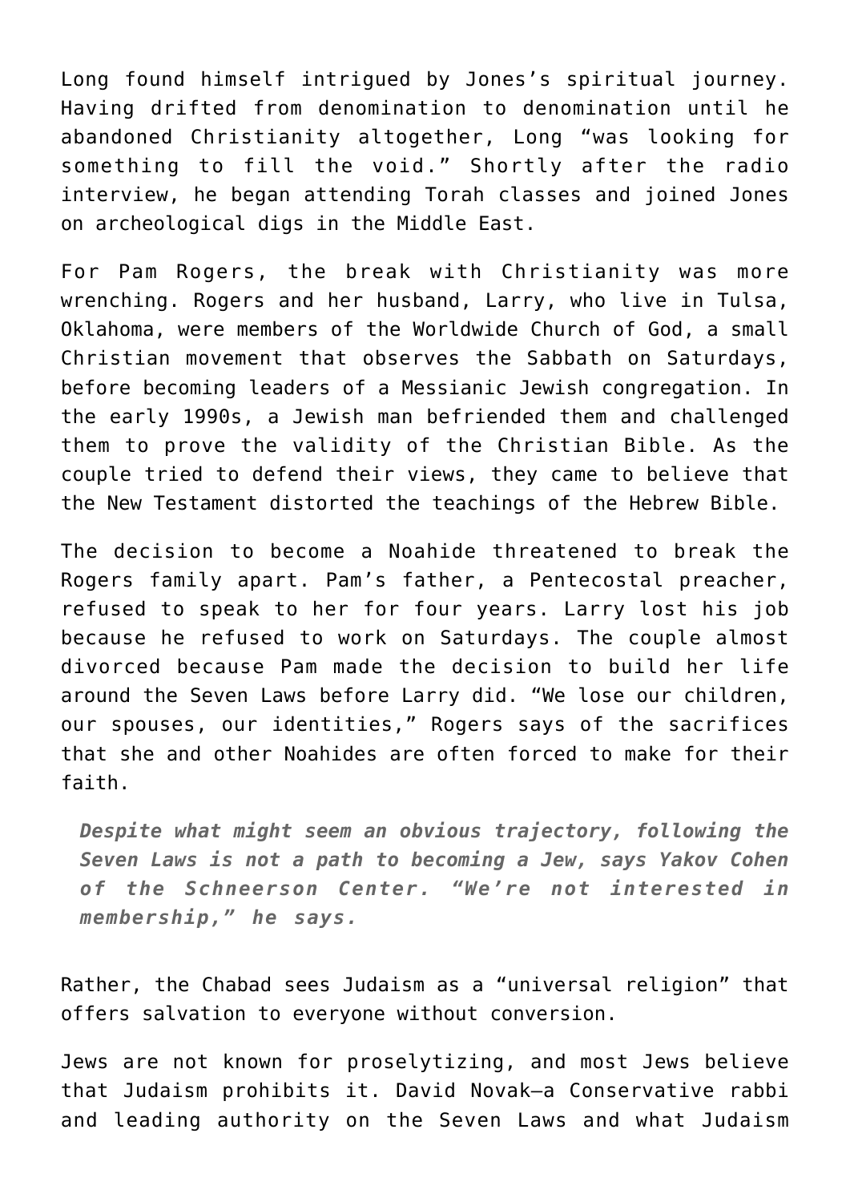Long found himself intrigued by Jones's spiritual journey. Having drifted from denomination to denomination until he abandoned Christianity altogether, Long "was looking for something to fill the void." Shortly after the radio interview, he began attending Torah classes and joined Jones on archeological digs in the Middle East.

For Pam Rogers, the break with Christianity was more wrenching. Rogers and her husband, Larry, who live in Tulsa, Oklahoma, were members of the Worldwide Church of God, a small Christian movement that observes the Sabbath on Saturdays, before becoming leaders of a Messianic Jewish congregation. In the early 1990s, a Jewish man befriended them and challenged them to prove the validity of the Christian Bible. As the couple tried to defend their views, they came to believe that the New Testament distorted the teachings of the Hebrew Bible.

The decision to become a Noahide threatened to break the Rogers family apart. Pam's father, a Pentecostal preacher, refused to speak to her for four years. Larry lost his job because he refused to work on Saturdays. The couple almost divorced because Pam made the decision to build her life around the Seven Laws before Larry did. "We lose our children, our spouses, our identities," Rogers says of the sacrifices that she and other Noahides are often forced to make for their faith.

> ***Despite what might seem an obvious trajectory, following the Seven Laws is not a path to becoming a Jew, says Yakov Cohen of the Schneerson Center. "We're not interested in membership," he says.***

Rather, the Chabad sees Judaism as a "universal religion" that offers salvation to everyone without conversion.

Jews are not known for proselytizing, and most Jews believe that Judaism prohibits it. David Novak—a Conservative rabbi and leading authority on the Seven Laws and what Judaism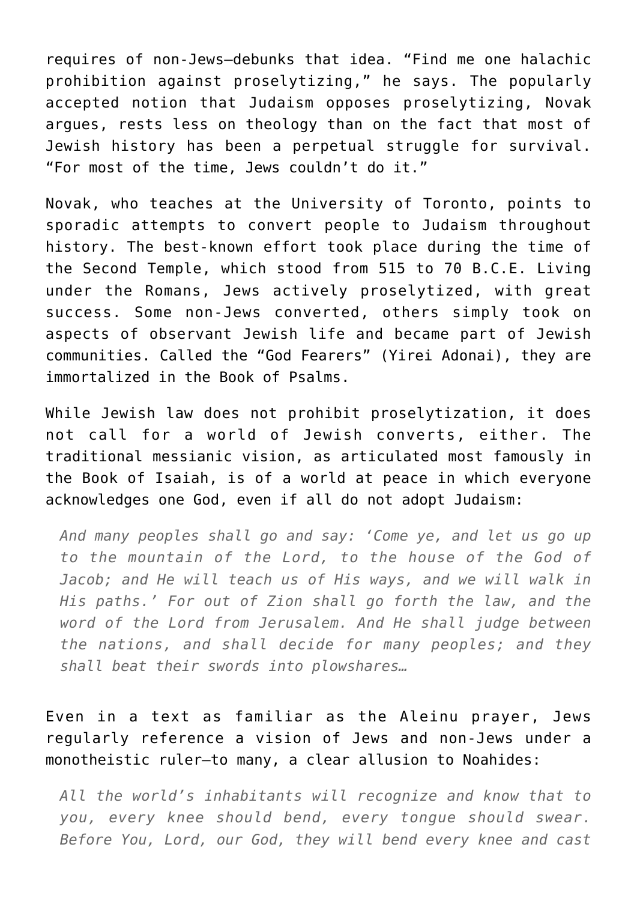requires of non-Jews—debunks that idea. “Find me one halachic prohibition against proselytizing,” he says. The popularly accepted notion that Judaism opposes proselytizing, Novak argues, rests less on theology than on the fact that most of Jewish history has been a perpetual struggle for survival. “For most of the time, Jews couldn’t do it.”

Novak, who teaches at the University of Toronto, points to sporadic attempts to convert people to Judaism throughout history. The best-known effort took place during the time of the Second Temple, which stood from 515 to 70 B.C.E. Living under the Romans, Jews actively proselytized, with great success. Some non-Jews converted, others simply took on aspects of observant Jewish life and became part of Jewish communities. Called the “God Fearers” (Yirei Adonai), they are immortalized in the Book of Psalms.

While Jewish law does not prohibit proselytization, it does not call for a world of Jewish converts, either. The traditional messianic vision, as articulated most famously in the Book of Isaiah, is of a world at peace in which everyone acknowledges one God, even if all do not adopt Judaism:

> *And many peoples shall go and say: ‘Come ye, and let us go up to the mountain of the Lord, to the house of the God of Jacob; and He will teach us of His ways, and we will walk in His paths.’ For out of Zion shall go forth the law, and the word of the Lord from Jerusalem. And He shall judge between the nations, and shall decide for many peoples; and they shall beat their swords into plowshares…*

Even in a text as familiar as the Aleinu prayer, Jews regularly reference a vision of Jews and non-Jews under a monotheistic ruler—to many, a clear allusion to Noahides:

> *All the world’s inhabitants will recognize and know that to you, every knee should bend, every tongue should swear. Before You, Lord, our God, they will bend every knee and cast*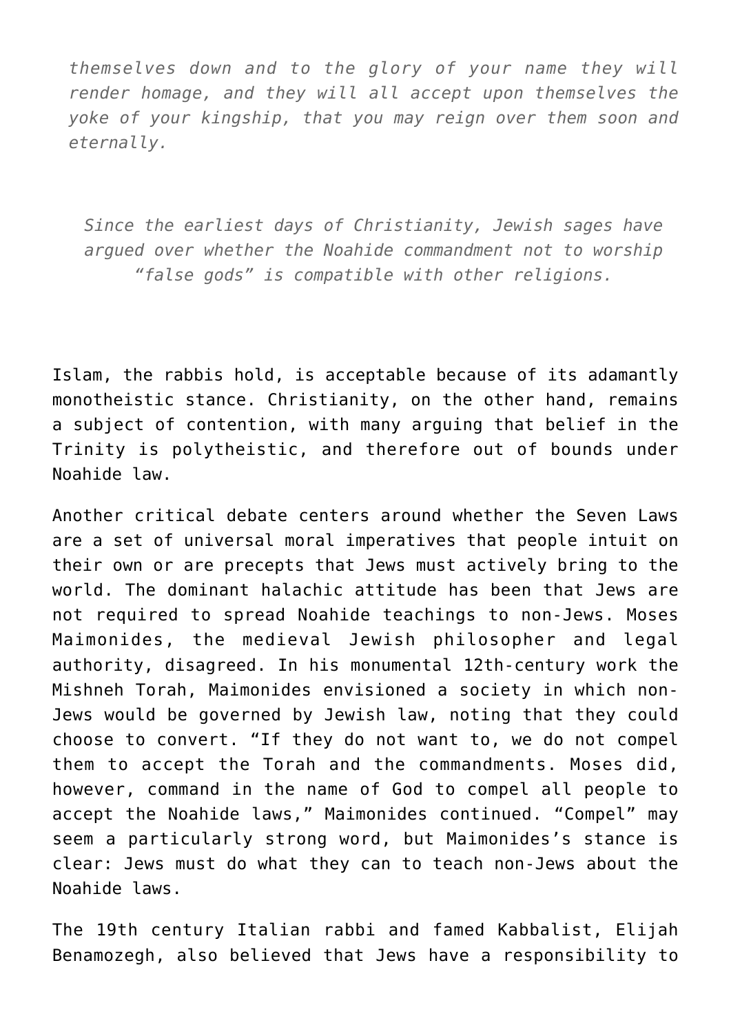*themselves down and to the glory of your name they will render homage, and they will all accept upon themselves the yoke of your kingship, that you may reign over them soon and eternally.*

*Since the earliest days of Christianity, Jewish sages have argued over whether the Noahide commandment not to worship "false gods" is compatible with other religions.*

Islam, the rabbis hold, is acceptable because of its adamantly monotheistic stance. Christianity, on the other hand, remains a subject of contention, with many arguing that belief in the Trinity is polytheistic, and therefore out of bounds under Noahide law.

Another critical debate centers around whether the Seven Laws are a set of universal moral imperatives that people intuit on their own or are precepts that Jews must actively bring to the world. The dominant halachic attitude has been that Jews are not required to spread Noahide teachings to non-Jews. Moses Maimonides, the medieval Jewish philosopher and legal authority, disagreed. In his monumental 12th-century work the Mishneh Torah, Maimonides envisioned a society in which non-Jews would be governed by Jewish law, noting that they could choose to convert. "If they do not want to, we do not compel them to accept the Torah and the commandments. Moses did, however, command in the name of God to compel all people to accept the Noahide laws," Maimonides continued. "Compel" may seem a particularly strong word, but Maimonides's stance is clear: Jews must do what they can to teach non-Jews about the Noahide laws.

The 19th century Italian rabbi and famed Kabbalist, Elijah Benamozegh, also believed that Jews have a responsibility to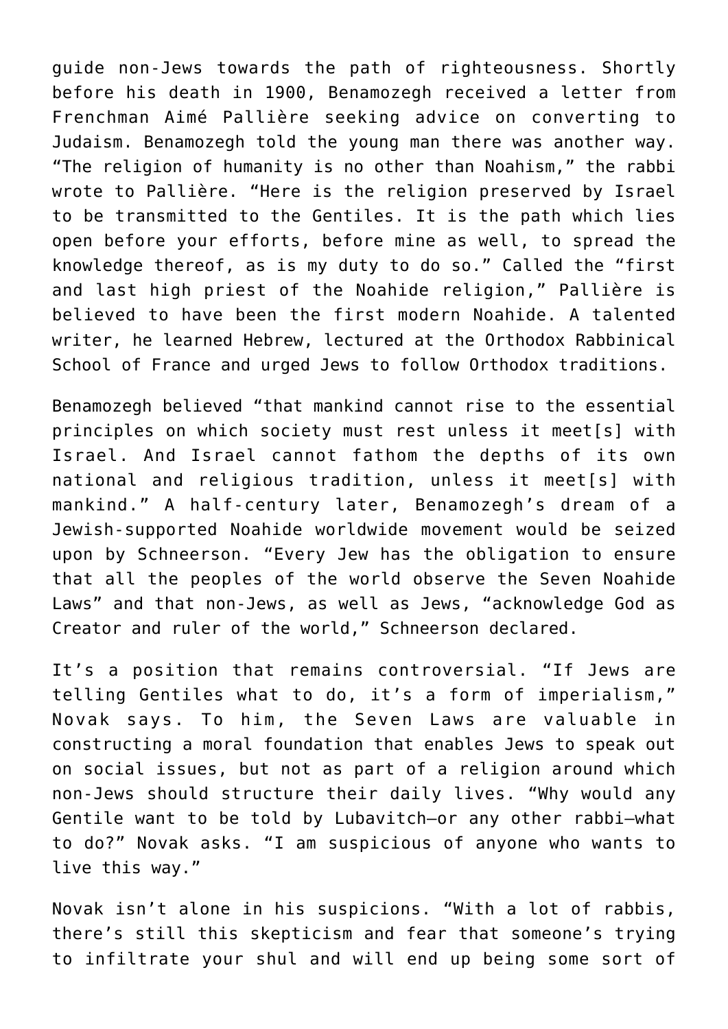guide non-Jews towards the path of righteousness. Shortly before his death in 1900, Benamozegh received a letter from Frenchman Aimé Pallière seeking advice on converting to Judaism. Benamozegh told the young man there was another way. "The religion of humanity is no other than Noahism," the rabbi wrote to Pallière. "Here is the religion preserved by Israel to be transmitted to the Gentiles. It is the path which lies open before your efforts, before mine as well, to spread the knowledge thereof, as is my duty to do so." Called the "first and last high priest of the Noahide religion," Pallière is believed to have been the first modern Noahide. A talented writer, he learned Hebrew, lectured at the Orthodox Rabbinical School of France and urged Jews to follow Orthodox traditions.

Benamozegh believed "that mankind cannot rise to the essential principles on which society must rest unless it meet[s] with Israel. And Israel cannot fathom the depths of its own national and religious tradition, unless it meet[s] with mankind." A half-century later, Benamozegh's dream of a Jewish-supported Noahide worldwide movement would be seized upon by Schneerson. "Every Jew has the obligation to ensure that all the peoples of the world observe the Seven Noahide Laws" and that non-Jews, as well as Jews, "acknowledge God as Creator and ruler of the world," Schneerson declared.

It's a position that remains controversial. "If Jews are telling Gentiles what to do, it's a form of imperialism," Novak says. To him, the Seven Laws are valuable in constructing a moral foundation that enables Jews to speak out on social issues, but not as part of a religion around which non-Jews should structure their daily lives. "Why would any Gentile want to be told by Lubavitch—or any other rabbi—what to do?" Novak asks. "I am suspicious of anyone who wants to live this way."

Novak isn't alone in his suspicions. "With a lot of rabbis, there's still this skepticism and fear that someone's trying to infiltrate your shul and will end up being some sort of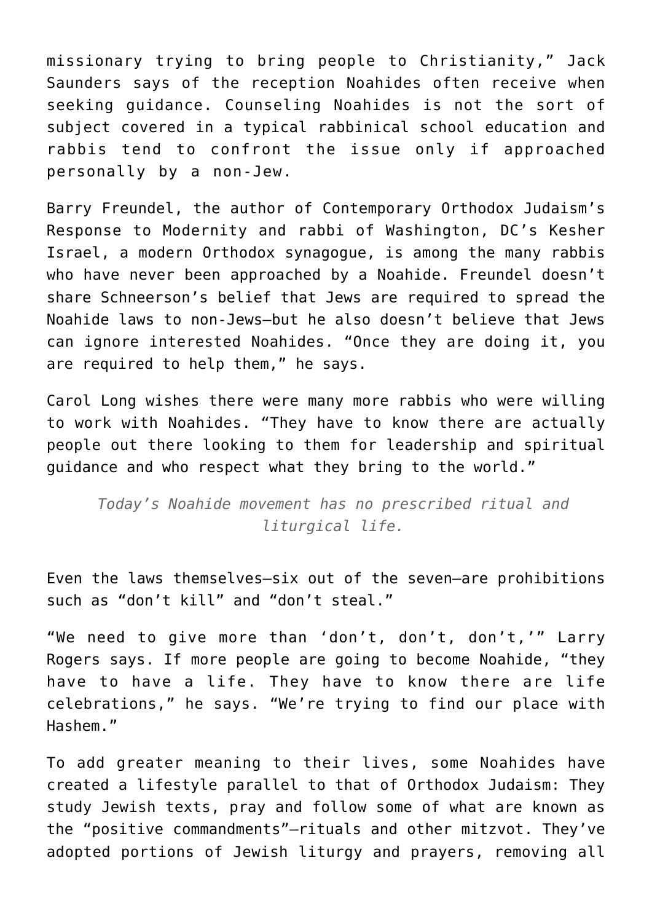missionary trying to bring people to Christianity," Jack Saunders says of the reception Noahides often receive when seeking guidance. Counseling Noahides is not the sort of subject covered in a typical rabbinical school education and rabbis tend to confront the issue only if approached personally by a non-Jew.

Barry Freundel, the author of Contemporary Orthodox Judaism's Response to Modernity and rabbi of Washington, DC's Kesher Israel, a modern Orthodox synagogue, is among the many rabbis who have never been approached by a Noahide. Freundel doesn't share Schneerson's belief that Jews are required to spread the Noahide laws to non-Jews—but he also doesn't believe that Jews can ignore interested Noahides. "Once they are doing it, you are required to help them," he says.

Carol Long wishes there were many more rabbis who were willing to work with Noahides. "They have to know there are actually people out there looking to them for leadership and spiritual guidance and who respect what they bring to the world."

> *Today's Noahide movement has no prescribed ritual and liturgical life.*

Even the laws themselves—six out of the seven—are prohibitions such as "don't kill" and "don't steal."

"We need to give more than 'don't, don't, don't,'" Larry Rogers says. If more people are going to become Noahide, "they have to have a life. They have to know there are life celebrations," he says. "We're trying to find our place with Hashem."

To add greater meaning to their lives, some Noahides have created a lifestyle parallel to that of Orthodox Judaism: They study Jewish texts, pray and follow some of what are known as the "positive commandments"—rituals and other mitzvot. They've adopted portions of Jewish liturgy and prayers, removing all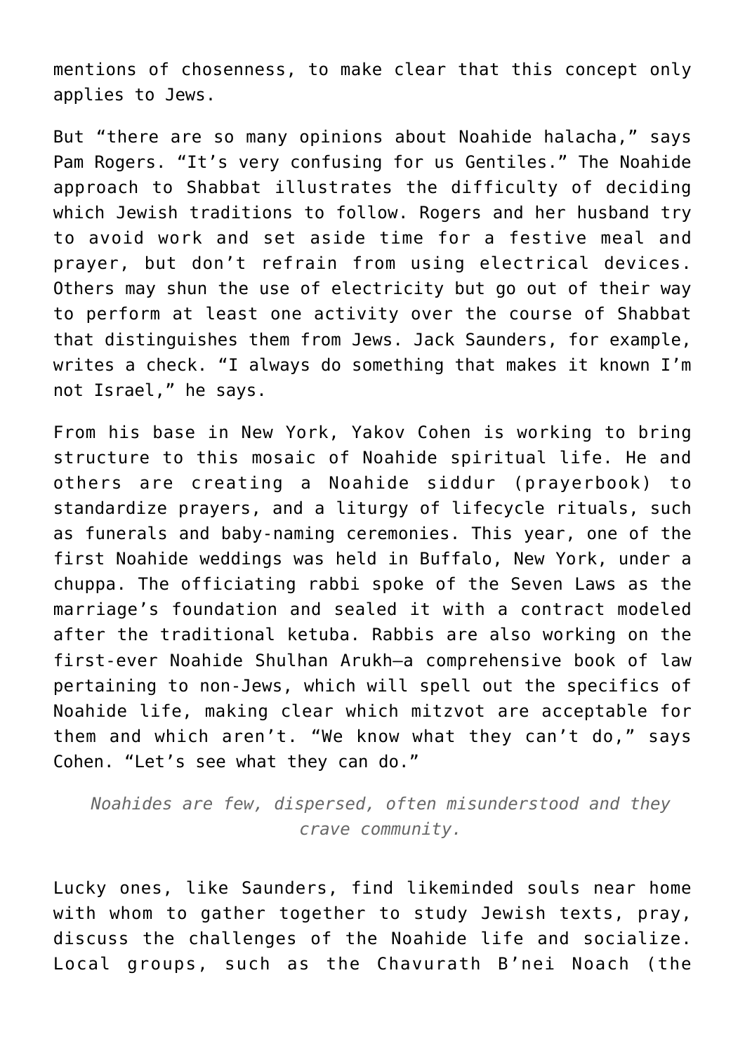mentions of chosenness, to make clear that this concept only applies to Jews.

But "there are so many opinions about Noahide halacha," says Pam Rogers. "It's very confusing for us Gentiles." The Noahide approach to Shabbat illustrates the difficulty of deciding which Jewish traditions to follow. Rogers and her husband try to avoid work and set aside time for a festive meal and prayer, but don't refrain from using electrical devices. Others may shun the use of electricity but go out of their way to perform at least one activity over the course of Shabbat that distinguishes them from Jews. Jack Saunders, for example, writes a check. "I always do something that makes it known I'm not Israel," he says.

From his base in New York, Yakov Cohen is working to bring structure to this mosaic of Noahide spiritual life. He and others are creating a Noahide siddur (prayerbook) to standardize prayers, and a liturgy of lifecycle rituals, such as funerals and baby-naming ceremonies. This year, one of the first Noahide weddings was held in Buffalo, New York, under a chuppa. The officiating rabbi spoke of the Seven Laws as the marriage's foundation and sealed it with a contract modeled after the traditional ketuba. Rabbis are also working on the first-ever Noahide Shulhan Arukh—a comprehensive book of law pertaining to non-Jews, which will spell out the specifics of Noahide life, making clear which mitzvot are acceptable for them and which aren't. "We know what they can't do," says Cohen. "Let's see what they can do."

> *Noahides are few, dispersed, often misunderstood and they crave community.*

Lucky ones, like Saunders, find likeminded souls near home with whom to gather together to study Jewish texts, pray, discuss the challenges of the Noahide life and socialize. Local groups, such as the Chavurath B'nei Noach (the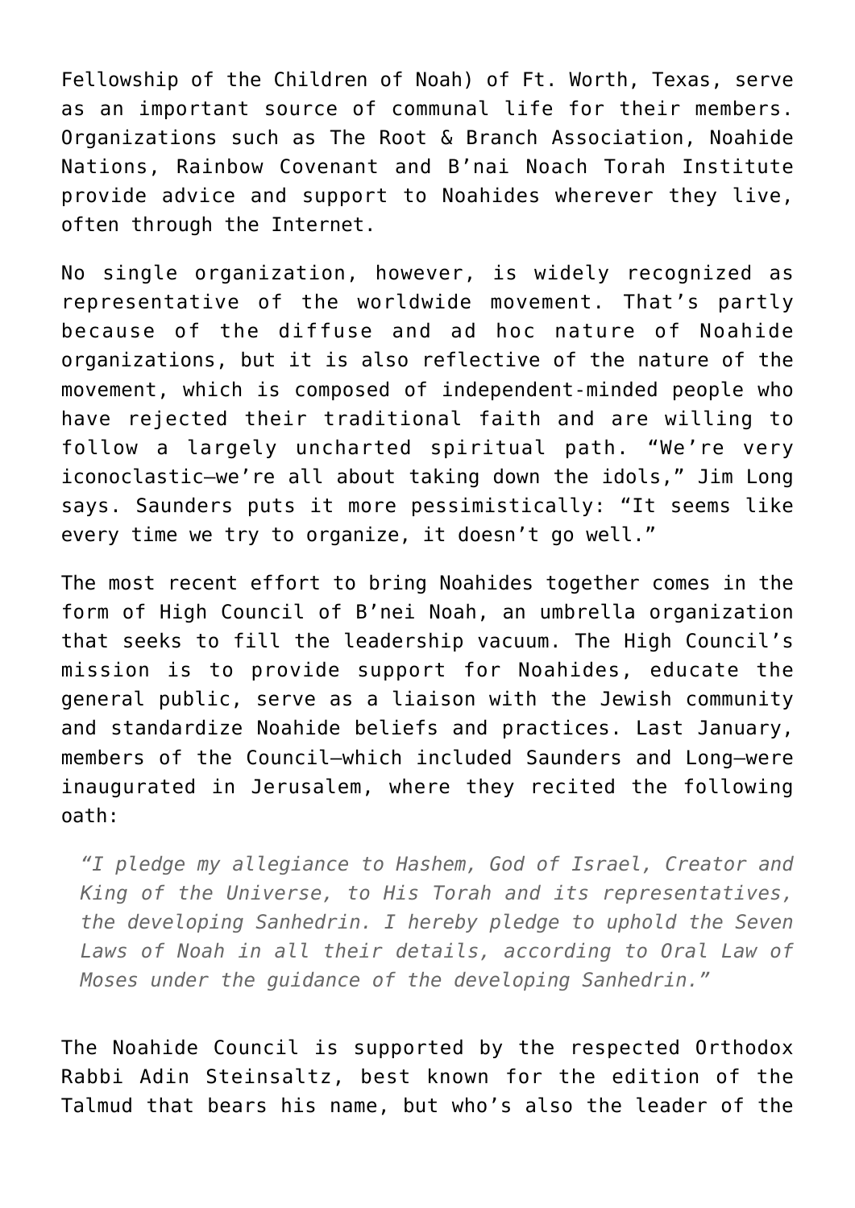Fellowship of the Children of Noah) of Ft. Worth, Texas, serve as an important source of communal life for their members. Organizations such as The Root & Branch Association, Noahide Nations, Rainbow Covenant and B'nai Noach Torah Institute provide advice and support to Noahides wherever they live, often through the Internet.

No single organization, however, is widely recognized as representative of the worldwide movement. That's partly because of the diffuse and ad hoc nature of Noahide organizations, but it is also reflective of the nature of the movement, which is composed of independent-minded people who have rejected their traditional faith and are willing to follow a largely uncharted spiritual path. "We're very iconoclastic—we're all about taking down the idols," Jim Long says. Saunders puts it more pessimistically: "It seems like every time we try to organize, it doesn't go well."

The most recent effort to bring Noahides together comes in the form of High Council of B'nei Noah, an umbrella organization that seeks to fill the leadership vacuum. The High Council's mission is to provide support for Noahides, educate the general public, serve as a liaison with the Jewish community and standardize Noahide beliefs and practices. Last January, members of the Council—which included Saunders and Long—were inaugurated in Jerusalem, where they recited the following oath:

> *"I pledge my allegiance to Hashem, God of Israel, Creator and King of the Universe, to His Torah and its representatives, the developing Sanhedrin. I hereby pledge to uphold the Seven Laws of Noah in all their details, according to Oral Law of Moses under the guidance of the developing Sanhedrin."*

The Noahide Council is supported by the respected Orthodox Rabbi Adin Steinsaltz, best known for the edition of the Talmud that bears his name, but who's also the leader of the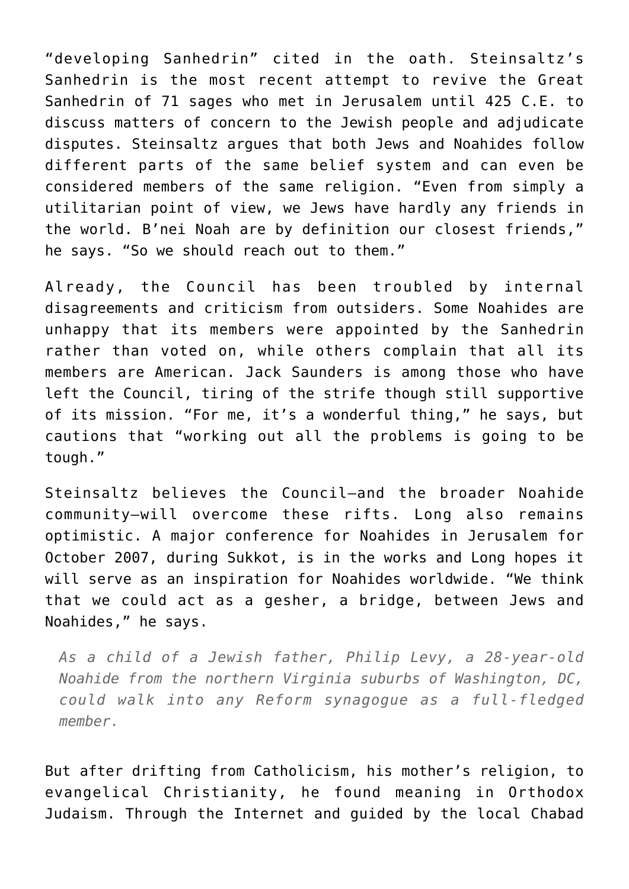"developing Sanhedrin" cited in the oath. Steinsaltz's Sanhedrin is the most recent attempt to revive the Great Sanhedrin of 71 sages who met in Jerusalem until 425 C.E. to discuss matters of concern to the Jewish people and adjudicate disputes. Steinsaltz argues that both Jews and Noahides follow different parts of the same belief system and can even be considered members of the same religion. "Even from simply a utilitarian point of view, we Jews have hardly any friends in the world. B'nei Noah are by definition our closest friends," he says. "So we should reach out to them."

Already, the Council has been troubled by internal disagreements and criticism from outsiders. Some Noahides are unhappy that its members were appointed by the Sanhedrin rather than voted on, while others complain that all its members are American. Jack Saunders is among those who have left the Council, tiring of the strife though still supportive of its mission. "For me, it's a wonderful thing," he says, but cautions that "working out all the problems is going to be tough."

Steinsaltz believes the Council—and the broader Noahide community—will overcome these rifts. Long also remains optimistic. A major conference for Noahides in Jerusalem for October 2007, during Sukkot, is in the works and Long hopes it will serve as an inspiration for Noahides worldwide. "We think that we could act as a gesher, a bridge, between Jews and Noahides," he says.

> *As a child of a Jewish father, Philip Levy, a 28-year-old Noahide from the northern Virginia suburbs of Washington, DC, could walk into any Reform synagogue as a full-fledged member.*

But after drifting from Catholicism, his mother's religion, to evangelical Christianity, he found meaning in Orthodox Judaism. Through the Internet and guided by the local Chabad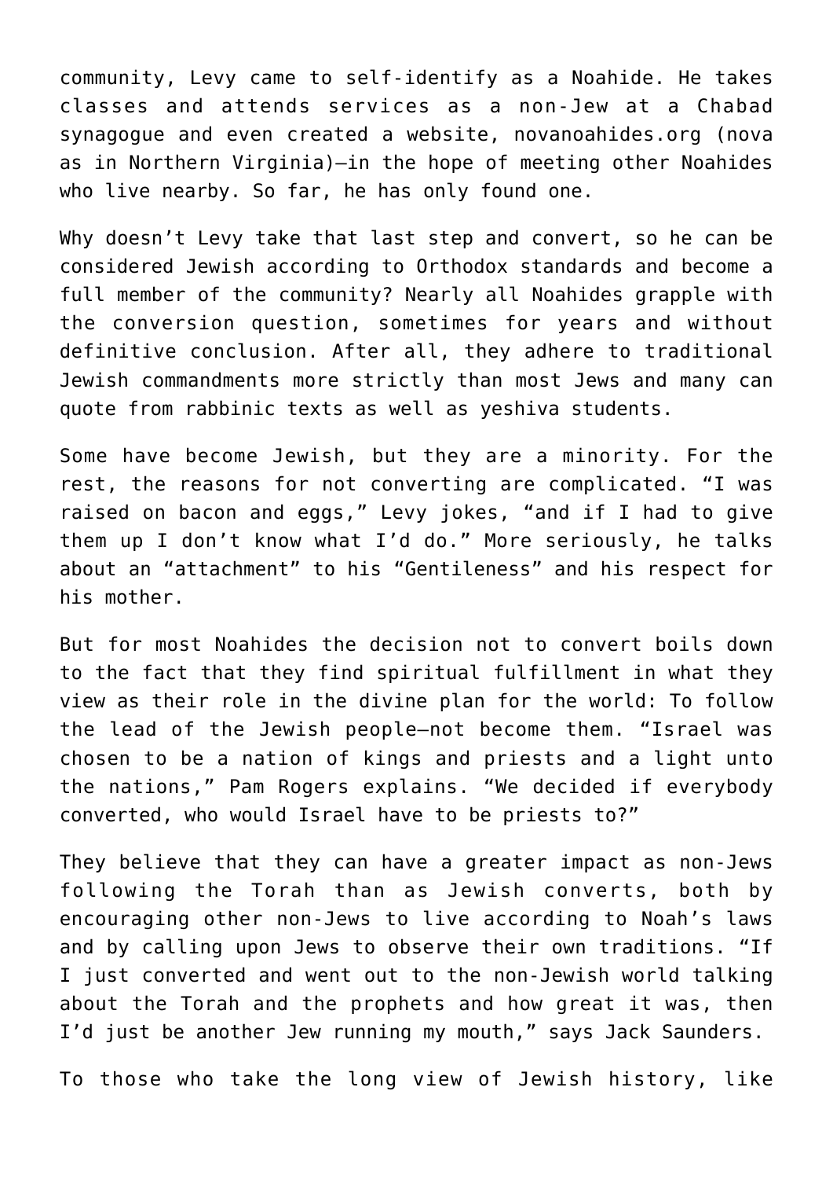community, Levy came to self-identify as a Noahide. He takes classes and attends services as a non-Jew at a Chabad synagogue and even created a website, novanoahides.org (nova as in Northern Virginia)—in the hope of meeting other Noahides who live nearby. So far, he has only found one.

Why doesn't Levy take that last step and convert, so he can be considered Jewish according to Orthodox standards and become a full member of the community? Nearly all Noahides grapple with the conversion question, sometimes for years and without definitive conclusion. After all, they adhere to traditional Jewish commandments more strictly than most Jews and many can quote from rabbinic texts as well as yeshiva students.

Some have become Jewish, but they are a minority. For the rest, the reasons for not converting are complicated. "I was raised on bacon and eggs," Levy jokes, "and if I had to give them up I don't know what I'd do." More seriously, he talks about an "attachment" to his "Gentileness" and his respect for his mother.

But for most Noahides the decision not to convert boils down to the fact that they find spiritual fulfillment in what they view as their role in the divine plan for the world: To follow the lead of the Jewish people—not become them. "Israel was chosen to be a nation of kings and priests and a light unto the nations," Pam Rogers explains. "We decided if everybody converted, who would Israel have to be priests to?"

They believe that they can have a greater impact as non-Jews following the Torah than as Jewish converts, both by encouraging other non-Jews to live according to Noah's laws and by calling upon Jews to observe their own traditions. "If I just converted and went out to the non-Jewish world talking about the Torah and the prophets and how great it was, then I'd just be another Jew running my mouth," says Jack Saunders.

To those who take the long view of Jewish history, like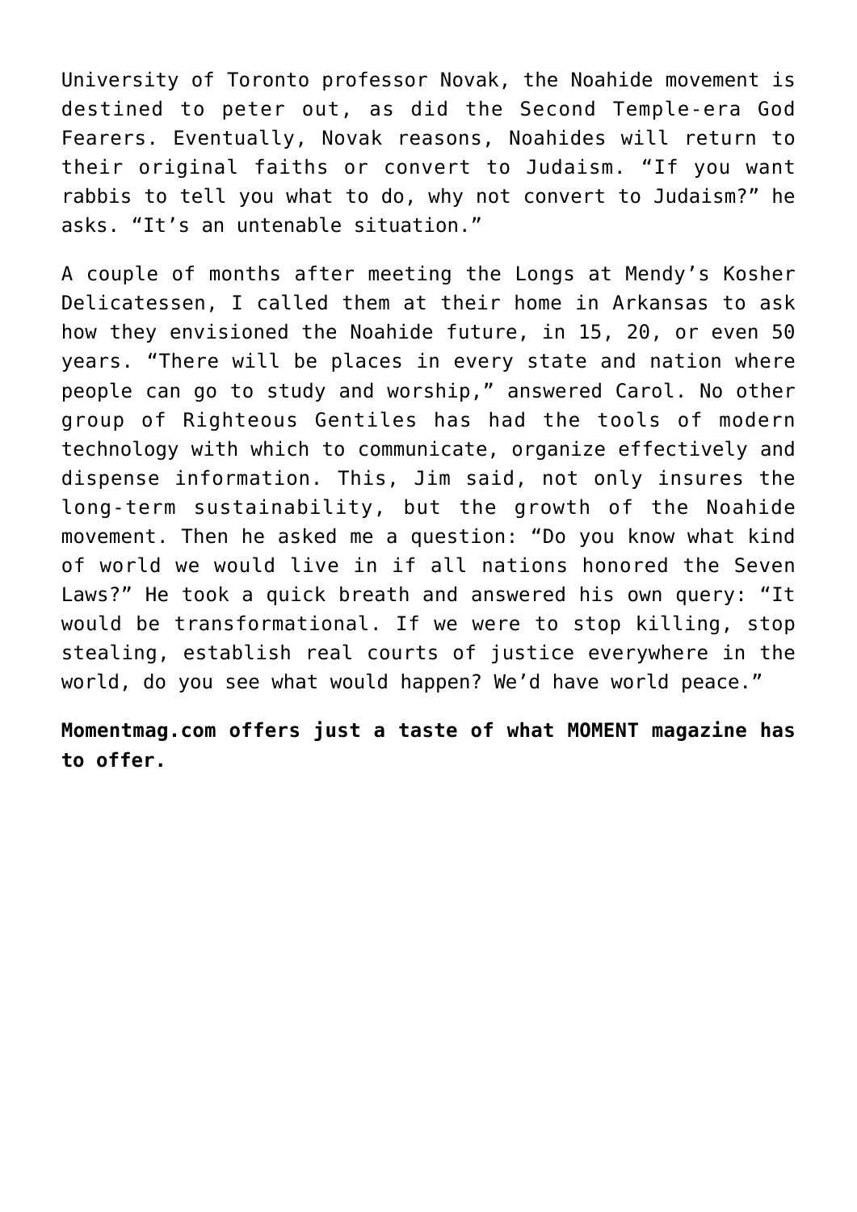University of Toronto professor Novak, the Noahide movement is destined to peter out, as did the Second Temple-era God Fearers. Eventually, Novak reasons, Noahides will return to their original faiths or convert to Judaism. "If you want rabbis to tell you what to do, why not convert to Judaism?" he asks. "It's an untenable situation."

A couple of months after meeting the Longs at Mendy's Kosher Delicatessen, I called them at their home in Arkansas to ask how they envisioned the Noahide future, in 15, 20, or even 50 years. "There will be places in every state and nation where people can go to study and worship," answered Carol. No other group of Righteous Gentiles has had the tools of modern technology with which to communicate, organize effectively and dispense information. This, Jim said, not only insures the long-term sustainability, but the growth of the Noahide movement. Then he asked me a question: "Do you know what kind of world we would live in if all nations honored the Seven Laws?" He took a quick breath and answered his own query: "It would be transformational. If we were to stop killing, stop stealing, establish real courts of justice everywhere in the world, do you see what would happen? We'd have world peace."

**Momentmag.com offers just a taste of what MOMENT magazine has to offer.**